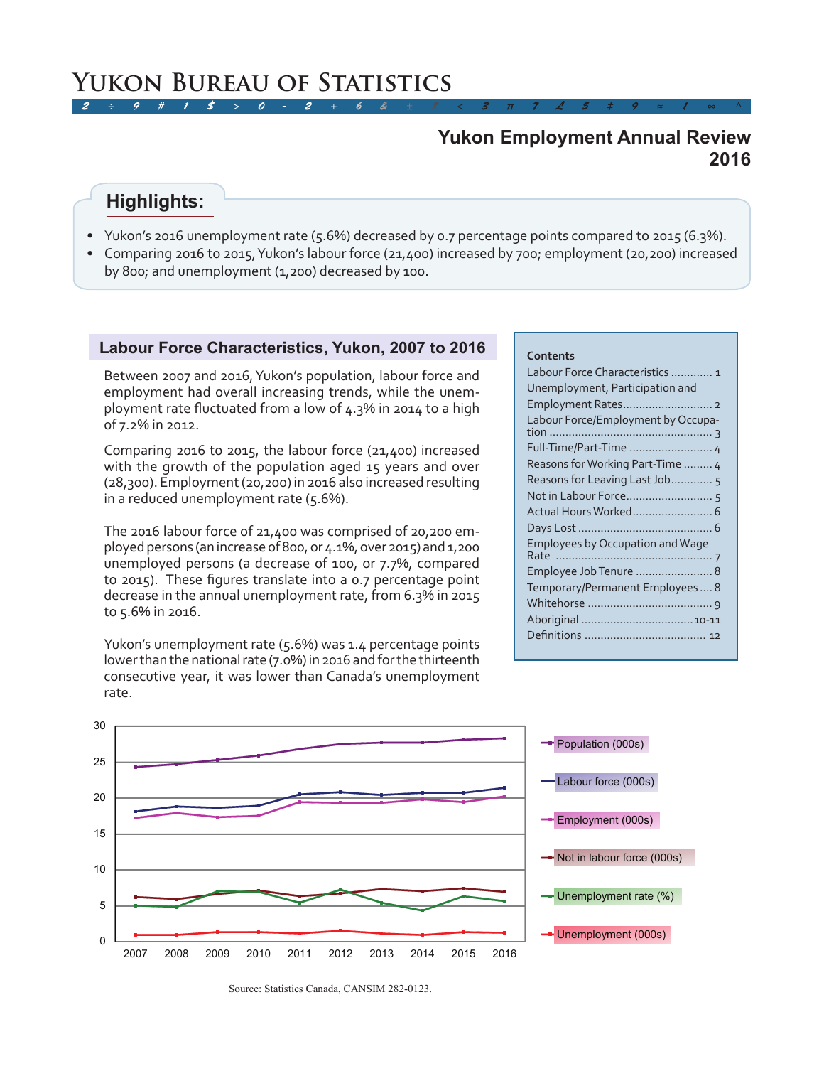# Yukon Bureau of Statistics

## Yukon Employment Annual Review 2016

### Highlights:

- Yukon's 2016 unemployment rate (5.6%) decreased by 0.7 percentage points compared to 2015 (6.3%).
- Comparing 2016 to 2015, Yukon's labour force (21,400) increased by 700; employment (20,200) increased by 800; and unemployment (1,200) decreased by 100.

**Contents**

- Labour Force Characteristics ............. 1
- Unemployment, Participation and Employment Rates ............ 2
- Labour Force/Employment by Occupation ............ 3
- Full-Time/Part-Time ............ 4
- Reasons for Working Part-Time ......... 4
- Reasons for Leaving Last Job ............ 5
- Not in Labour Force ............ 5
- Actual Hours Worked ............ 6
- Days Lost ............ 6
- Employees by Occupation and Wage Rate ............ 7
- Employee Job Tenure ............ 8
- Temporary/Permanent Employees .... 8
- Whitehorse ............ 9
- Aboriginal ............ 10-11
- Definitions ............ 12

### Labour Force Characteristics, Yukon, 2007 to 2016

Between 2007 and 2016, Yukon's population, labour force and employment had overall increasing trends, while the unemployment rate fluctuated from a low of 4.3% in 2014 to a high of 7.2% in 2012.

Comparing 2016 to 2015, the labour force (21,400) increased with the growth of the population aged 15 years and over (28,300). Employment (20,200) in 2016 also increased resulting in a reduced unemployment rate (5.6%).

The 2016 labour force of 21,400 was comprised of 20,200 employed persons (an increase of 800, or 4.1%, over 2015) and 1,200 unemployed persons (a decrease of 100, or 7.7%, compared to 2015). These figures translate into a 0.7 percentage point decrease in the annual unemployment rate, from 6.3% in 2015 to 5.6% in 2016.

Yukon's unemployment rate (5.6%) was 1.4 percentage points lower than the national rate (7.0%) in 2016 and for the thirteenth consecutive year, it was lower than Canada's unemployment rate.

Source: Statistics Canada, CANSIM 282-0123.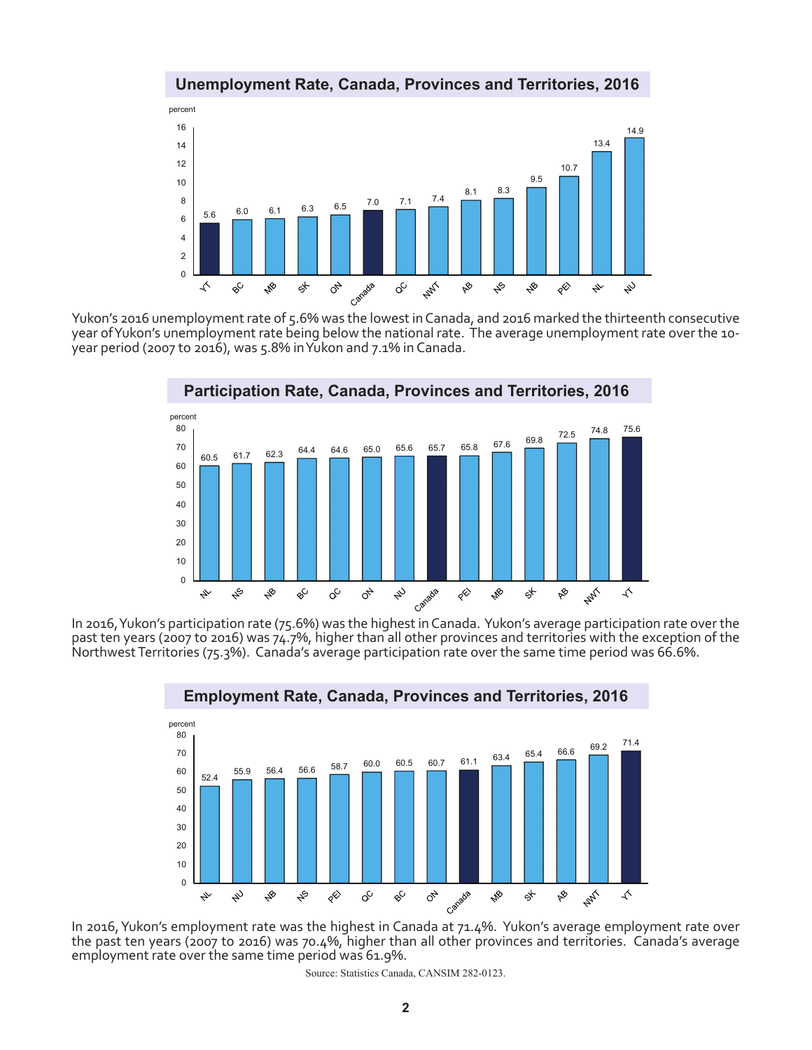## Unemployment Rate, Canada, Provinces and Territories, 2016

| Region | percent |
| --- | --- |
| YT | 5.6 |
| BC | 6.0 |
| MB | 6.1 |
| SK | 6.3 |
| ON | 6.5 |
| Canada | 7.0 |
| QC | 7.1 |
| NWT | 7.4 |
| AB | 8.1 |
| NS | 8.3 |
| NB | 9.5 |
| PEI | 10.7 |
| NL | 13.4 |
| NU | 14.9 |

Yukon's 2016 unemployment rate of 5.6% was the lowest in Canada, and 2016 marked the thirteenth consecutive year of Yukon's unemployment rate being below the national rate. The average unemployment rate over the 10-year period (2007 to 2016), was 5.8% in Yukon and 7.1% in Canada.

## Participation Rate, Canada, Provinces and Territories, 2016

| Region | percent |
| --- | --- |
| NL | 60.5 |
| NS | 61.7 |
| NB | 62.3 |
| BC | 64.4 |
| QC | 64.6 |
| ON | 65.0 |
| NU | 65.6 |
| Canada | 65.7 |
| PEI | 65.8 |
| MB | 67.6 |
| SK | 69.8 |
| AB | 72.5 |
| NWT | 74.8 |
| YT | 75.6 |

In 2016, Yukon's participation rate (75.6%) was the highest in Canada. Yukon's average participation rate over the past ten years (2007 to 2016) was 74.7%, higher than all other provinces and territories with the exception of the Northwest Territories (75.3%). Canada's average participation rate over the same time period was 66.6%.

## Employment Rate, Canada, Provinces and Territories, 2016

| Region | percent |
| --- | --- |
| NL | 52.4 |
| NU | 55.9 |
| NB | 56.4 |
| NS | 56.6 |
| PEI | 58.7 |
| QC | 60.0 |
| BC | 60.5 |
| ON | 60.7 |
| Canada | 61.1 |
| MB | 63.4 |
| SK | 65.4 |
| AB | 66.6 |
| NWT | 69.2 |
| YT | 71.4 |

In 2016, Yukon's employment rate was the highest in Canada at 71.4%. Yukon's average employment rate over the past ten years (2007 to 2016) was 70.4%, higher than all other provinces and territories. Canada's average employment rate over the same time period was 61.9%.

Source: Statistics Canada, CANSIM 282-0123.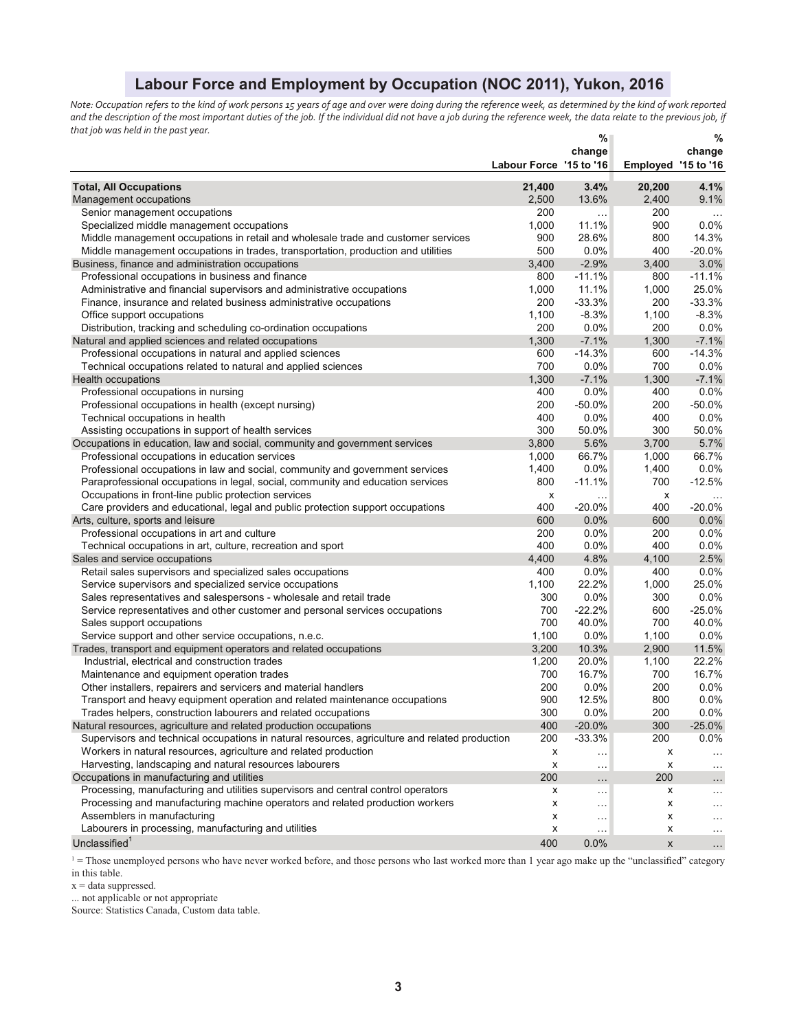# Labour Force and Employment by Occupation (NOC 2011), Yukon, 2016

*Note: Occupation refers to the kind of work persons 15 years of age and over were doing during the reference week, as determined by the kind of work reported and the description of the most important duties of the job. If the individual did not have a job during the reference week, the data relate to the previous job, if that job was held in the past year.*

| | Labour Force | % change '15 to '16 | Employed | % change '15 to '16 |
|---|---|---|---|---|
| **Total, All Occupations** | **21,400** | **3.4%** | **20,200** | **4.1%** |
| Management occupations | 2,500 | 13.6% | 2,400 | 9.1% |
| Senior management occupations | 200 | … | 200 | … |
| Specialized middle management occupations | 1,000 | 11.1% | 900 | 0.0% |
| Middle management occupations in retail and wholesale trade and customer services | 900 | 28.6% | 800 | 14.3% |
| Middle management occupations in trades, transportation, production and utilities | 500 | 0.0% | 400 | -20.0% |
| Business, finance and administration occupations | 3,400 | -2.9% | 3,400 | 3.0% |
| Professional occupations in business and finance | 800 | -11.1% | 800 | -11.1% |
| Administrative and financial supervisors and administrative occupations | 1,000 | 11.1% | 1,000 | 25.0% |
| Finance, insurance and related business administrative occupations | 200 | -33.3% | 200 | -33.3% |
| Office support occupations | 1,100 | -8.3% | 1,100 | -8.3% |
| Distribution, tracking and scheduling co-ordination occupations | 200 | 0.0% | 200 | 0.0% |
| Natural and applied sciences and related occupations | 1,300 | -7.1% | 1,300 | -7.1% |
| Professional occupations in natural and applied sciences | 600 | -14.3% | 600 | -14.3% |
| Technical occupations related to natural and applied sciences | 700 | 0.0% | 700 | 0.0% |
| Health occupations | 1,300 | -7.1% | 1,300 | -7.1% |
| Professional occupations in nursing | 400 | 0.0% | 400 | 0.0% |
| Professional occupations in health (except nursing) | 200 | -50.0% | 200 | -50.0% |
| Technical occupations in health | 400 | 0.0% | 400 | 0.0% |
| Assisting occupations in support of health services | 300 | 50.0% | 300 | 50.0% |
| Occupations in education, law and social, community and government services | 3,800 | 5.6% | 3,700 | 5.7% |
| Professional occupations in education services | 1,000 | 66.7% | 1,000 | 66.7% |
| Professional occupations in law and social, community and government services | 1,400 | 0.0% | 1,400 | 0.0% |
| Paraprofessional occupations in legal, social, community and education services | 800 | -11.1% | 700 | -12.5% |
| Occupations in front-line public protection services | x | … | x | … |
| Care providers and educational, legal and public protection support occupations | 400 | -20.0% | 400 | -20.0% |
| Arts, culture, sports and leisure | 600 | 0.0% | 600 | 0.0% |
| Professional occupations in art and culture | 200 | 0.0% | 200 | 0.0% |
| Technical occupations in art, culture, recreation and sport | 400 | 0.0% | 400 | 0.0% |
| Sales and service occupations | 4,400 | 4.8% | 4,100 | 2.5% |
| Retail sales supervisors and specialized sales occupations | 400 | 0.0% | 400 | 0.0% |
| Service supervisors and specialized service occupations | 1,100 | 22.2% | 1,000 | 25.0% |
| Sales representatives and salespersons - wholesale and retail trade | 300 | 0.0% | 300 | 0.0% |
| Service representatives and other customer and personal services occupations | 700 | -22.2% | 600 | -25.0% |
| Sales support occupations | 700 | 40.0% | 700 | 40.0% |
| Service support and other service occupations, n.e.c. | 1,100 | 0.0% | 1,100 | 0.0% |
| Trades, transport and equipment operators and related occupations | 3,200 | 10.3% | 2,900 | 11.5% |
| Industrial, electrical and construction trades | 1,200 | 20.0% | 1,100 | 22.2% |
| Maintenance and equipment operation trades | 700 | 16.7% | 700 | 16.7% |
| Other installers, repairers and servicers and material handlers | 200 | 0.0% | 200 | 0.0% |
| Transport and heavy equipment operation and related maintenance occupations | 900 | 12.5% | 800 | 0.0% |
| Trades helpers, construction labourers and related occupations | 300 | 0.0% | 200 | 0.0% |
| Natural resources, agriculture and related production occupations | 400 | -20.0% | 300 | -25.0% |
| Supervisors and technical occupations in natural resources, agriculture and related production | 200 | -33.3% | 200 | 0.0% |
| Workers in natural resources, agriculture and related production | x | … | x | … |
| Harvesting, landscaping and natural resources labourers | x | … | x | … |
| Occupations in manufacturing and utilities | 200 | … | 200 | … |
| Processing, manufacturing and utilities supervisors and central control operators | x | … | x | … |
| Processing and manufacturing machine operators and related production workers | x | … | x | … |
| Assemblers in manufacturing | x | … | x | … |
| Labourers in processing, manufacturing and utilities | x | … | x | … |
| Unclassified[1] | 400 | 0.0% | x | … |

[1] = Those unemployed persons who have never worked before, and those persons who last worked more than 1 year ago make up the "unclassified" category in this table.

x = data suppressed.

... not applicable or not appropriate

Source: Statistics Canada, Custom data table.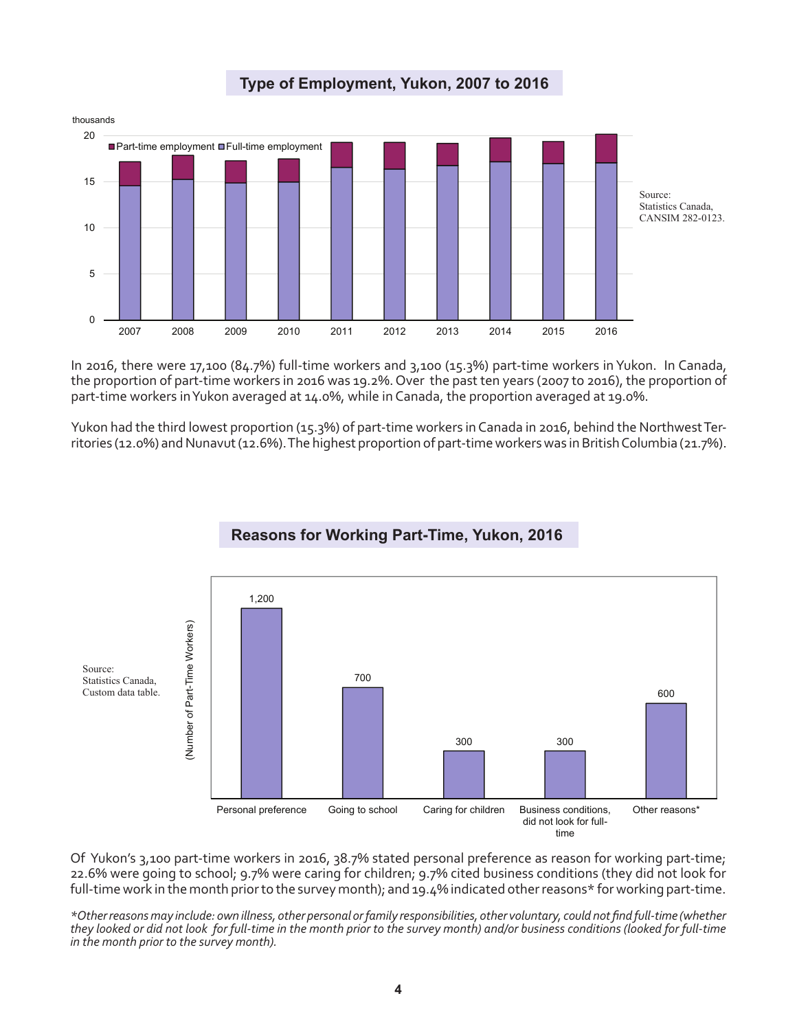## Type of Employment, Yukon, 2007 to 2016

Source: Statistics Canada, CANSIM 282-0123.

In 2016, there were 17,100 (84.7%) full-time workers and 3,100 (15.3%) part-time workers in Yukon. In Canada, the proportion of part-time workers in 2016 was 19.2%. Over the past ten years (2007 to 2016), the proportion of part-time workers in Yukon averaged at 14.0%, while in Canada, the proportion averaged at 19.0%.

Yukon had the third lowest proportion (15.3%) of part-time workers in Canada in 2016, behind the Northwest Territories (12.0%) and Nunavut (12.6%). The highest proportion of part-time workers was in British Columbia (21.7%).

## Reasons for Working Part-Time, Yukon, 2016

| Reason | Number of Part-Time Workers |
|---|---|
| Personal preference | 1,200 |
| Going to school | 700 |
| Caring for children | 300 |
| Business conditions, did not look for full-time | 300 |
| Other reasons* | 600 |

Source: Statistics Canada, Custom data table.

Of Yukon's 3,100 part-time workers in 2016, 38.7% stated personal preference as reason for working part-time; 22.6% were going to school; 9.7% were caring for children; 9.7% cited business conditions (they did not look for full-time work in the month prior to the survey month); and 19.4% indicated other reasons* for working part-time.

*\*Other reasons may include: own illness, other personal or family responsibilities, other voluntary, could not find full-time (whether they looked or did not look for full-time in the month prior to the survey month) and/or business conditions (looked for full-time in the month prior to the survey month).*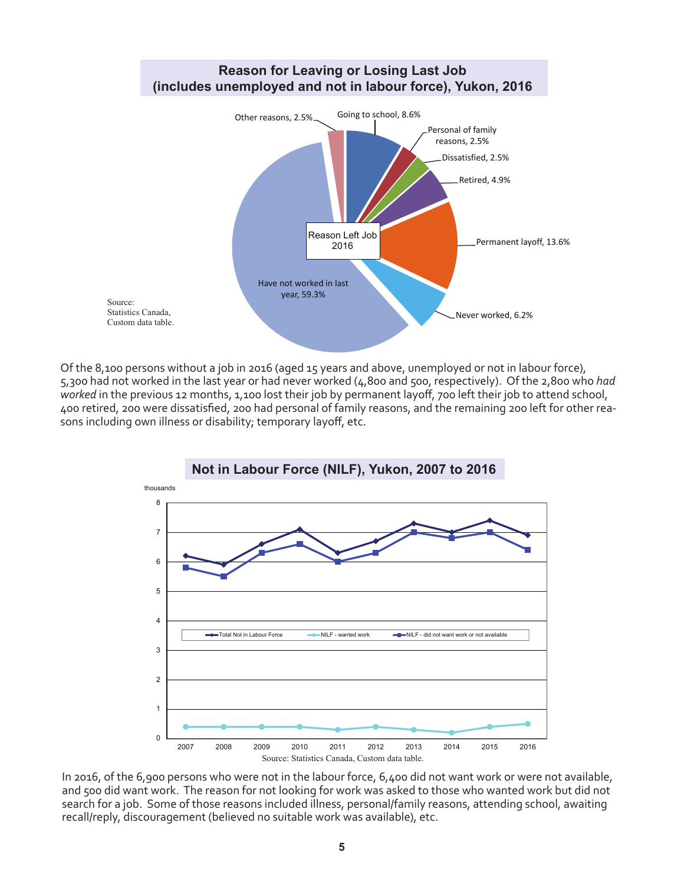## Reason for Leaving or Losing Last Job (includes unemployed and not in labour force), Yukon, 2016

Reason Left Job 2016

- Going to school, 8.6%
- Personal of family reasons, 2.5%
- Dissatisfied, 2.5%
- Retired, 4.9%
- Permanent layoff, 13.6%
- Never worked, 6.2%
- Have not worked in last year, 59.3%
- Other reasons, 2.5%

Source: Statistics Canada, Custom data table.

Of the 8,100 persons without a job in 2016 (aged 15 years and above, unemployed or not in labour force), 5,300 had not worked in the last year or had never worked (4,800 and 500, respectively). Of the 2,800 who *had worked* in the previous 12 months, 1,100 lost their job by permanent layoff, 700 left their job to attend school, 400 retired, 200 were dissatisfied, 200 had personal of family reasons, and the remaining 200 left for other reasons including own illness or disability; temporary layoff, etc.

## Not in Labour Force (NILF), Yukon, 2007 to 2016

thousands

Legend: Total Not in Labour Force; NILF - wanted work; NILF - did not want work or not available

Source: Statistics Canada, Custom data table.

In 2016, of the 6,900 persons who were not in the labour force, 6,400 did not want work or were not available, and 500 did want work. The reason for not looking for work was asked to those who wanted work but did not search for a job. Some of those reasons included illness, personal/family reasons, attending school, awaiting recall/reply, discouragement (believed no suitable work was available), etc.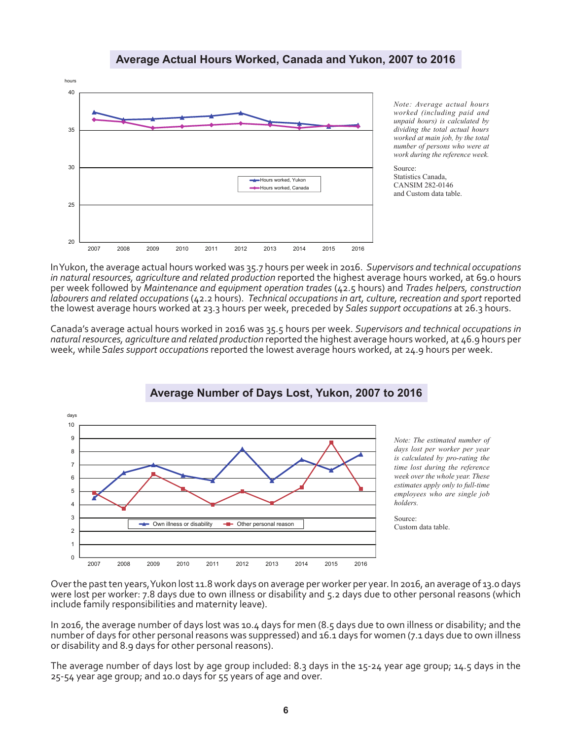## Average Actual Hours Worked, Canada and Yukon, 2007 to 2016

*Note: Average actual hours worked (including paid and unpaid hours) is calculated by dividing the total actual hours worked at main job, by the total number of persons who were at work during the reference week.*

Source:
Statistics Canada,
CANSIM 282-0146
and Custom data table.

In Yukon, the average actual hours worked was 35.7 hours per week in 2016. *Supervisors and technical occupations in natural resources, agriculture and related production* reported the highest average hours worked, at 69.0 hours per week followed by *Maintenance and equipment operation trades* (42.5 hours) and *Trades helpers, construction labourers and related occupations* (42.2 hours). *Technical occupations in art, culture, recreation and sport* reported the lowest average hours worked at 23.3 hours per week, preceded by *Sales support occupations* at 26.3 hours.

Canada's average actual hours worked in 2016 was 35.5 hours per week. *Supervisors and technical occupations in natural resources, agriculture and related production* reported the highest average hours worked, at 46.9 hours per week, while *Sales support occupations* reported the lowest average hours worked, at 24.9 hours per week.

## Average Number of Days Lost, Yukon, 2007 to 2016

*Note: The estimated number of days lost per worker per year is calculated by pro-rating the time lost during the reference week over the whole year. These estimates apply only to full-time employees who are single job holders.*

Source:
Custom data table.

Over the past ten years, Yukon lost 11.8 work days on average per worker per year. In 2016, an average of 13.0 days were lost per worker: 7.8 days due to own illness or disability and 5.2 days due to other personal reasons (which include family responsibilities and maternity leave).

In 2016, the average number of days lost was 10.4 days for men (8.5 days due to own illness or disability; and the number of days for other personal reasons was suppressed) and 16.1 days for women (7.1 days due to own illness or disability and 8.9 days for other personal reasons).

The average number of days lost by age group included: 8.3 days in the 15-24 year age group; 14.5 days in the 25-54 year age group; and 10.0 days for 55 years of age and over.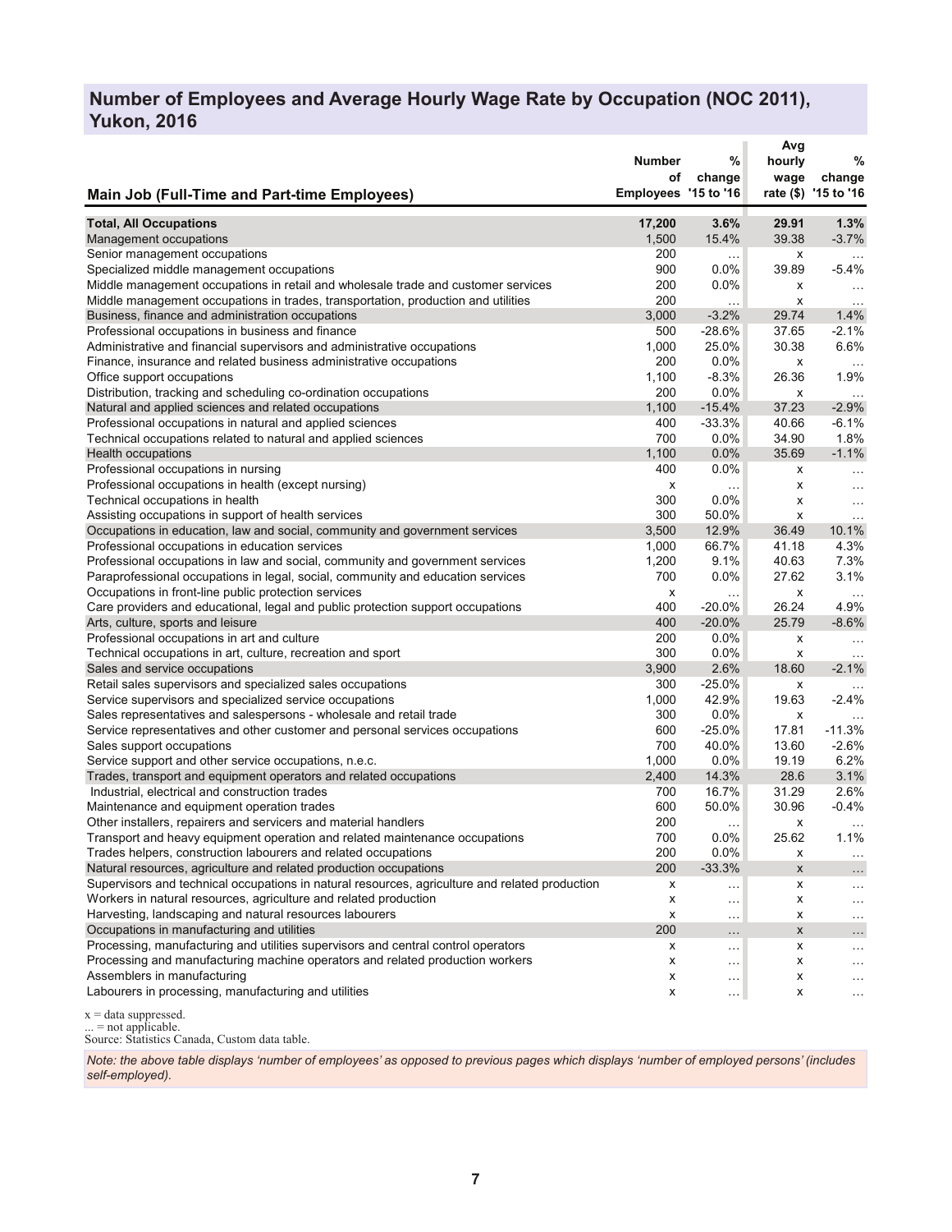## Number of Employees and Average Hourly Wage Rate by Occupation (NOC 2011), Yukon, 2016

| Main Job (Full-Time and Part-time Employees) | Number of Employees | % change '15 to '16 | Avg hourly wage rate ($) | % change '15 to '16 |
|---|---|---|---|---|
| **Total, All Occupations** | **17,200** | **3.6%** | **29.91** | **1.3%** |
| Management occupations | 1,500 | 15.4% | 39.38 | -3.7% |
| Senior management occupations | 200 | ... | x | ... |
| Specialized middle management occupations | 900 | 0.0% | 39.89 | -5.4% |
| Middle management occupations in retail and wholesale trade and customer services | 200 | 0.0% | x | ... |
| Middle management occupations in trades, transportation, production and utilities | 200 | ... | x | ... |
| Business, finance and administration occupations | 3,000 | -3.2% | 29.74 | 1.4% |
| Professional occupations in business and finance | 500 | -28.6% | 37.65 | -2.1% |
| Administrative and financial supervisors and administrative occupations | 1,000 | 25.0% | 30.38 | 6.6% |
| Finance, insurance and related business administrative occupations | 200 | 0.0% | x | ... |
| Office support occupations | 1,100 | -8.3% | 26.36 | 1.9% |
| Distribution, tracking and scheduling co-ordination occupations | 200 | 0.0% | x | ... |
| Natural and applied sciences and related occupations | 1,100 | -15.4% | 37.23 | -2.9% |
| Professional occupations in natural and applied sciences | 400 | -33.3% | 40.66 | -6.1% |
| Technical occupations related to natural and applied sciences | 700 | 0.0% | 34.90 | 1.8% |
| Health occupations | 1,100 | 0.0% | 35.69 | -1.1% |
| Professional occupations in nursing | 400 | 0.0% | x | ... |
| Professional occupations in health (except nursing) | x | ... | x | ... |
| Technical occupations in health | 300 | 0.0% | x | ... |
| Assisting occupations in support of health services | 300 | 50.0% | x | ... |
| Occupations in education, law and social, community and government services | 3,500 | 12.9% | 36.49 | 10.1% |
| Professional occupations in education services | 1,000 | 66.7% | 41.18 | 4.3% |
| Professional occupations in law and social, community and government services | 1,200 | 9.1% | 40.63 | 7.3% |
| Paraprofessional occupations in legal, social, community and education services | 700 | 0.0% | 27.62 | 3.1% |
| Occupations in front-line public protection services | x | ... | x | ... |
| Care providers and educational, legal and public protection support occupations | 400 | -20.0% | 26.24 | 4.9% |
| Arts, culture, sports and leisure | 400 | -20.0% | 25.79 | -8.6% |
| Professional occupations in art and culture | 200 | 0.0% | x | ... |
| Technical occupations in art, culture, recreation and sport | 300 | 0.0% | x | ... |
| Sales and service occupations | 3,900 | 2.6% | 18.60 | -2.1% |
| Retail sales supervisors and specialized sales occupations | 300 | -25.0% | x | ... |
| Service supervisors and specialized service occupations | 1,000 | 42.9% | 19.63 | -2.4% |
| Sales representatives and salespersons - wholesale and retail trade | 300 | 0.0% | x | ... |
| Service representatives and other customer and personal services occupations | 600 | -25.0% | 17.81 | -11.3% |
| Sales support occupations | 700 | 40.0% | 13.60 | -2.6% |
| Service support and other service occupations, n.e.c. | 1,000 | 0.0% | 19.19 | 6.2% |
| Trades, transport and equipment operators and related occupations | 2,400 | 14.3% | 28.6 | 3.1% |
| Industrial, electrical and construction trades | 700 | 16.7% | 31.29 | 2.6% |
| Maintenance and equipment operation trades | 600 | 50.0% | 30.96 | -0.4% |
| Other installers, repairers and servicers and material handlers | 200 | ... | x | ... |
| Transport and heavy equipment operation and related maintenance occupations | 700 | 0.0% | 25.62 | 1.1% |
| Trades helpers, construction labourers and related occupations | 200 | 0.0% | x | ... |
| Natural resources, agriculture and related production occupations | 200 | -33.3% | x | ... |
| Supervisors and technical occupations in natural resources, agriculture and related production | x | ... | x | ... |
| Workers in natural resources, agriculture and related production | x | ... | x | ... |
| Harvesting, landscaping and natural resources labourers | x | ... | x | ... |
| Occupations in manufacturing and utilities | 200 | ... | x | ... |
| Processing, manufacturing and utilities supervisors and central control operators | x | ... | x | ... |
| Processing and manufacturing machine operators and related production workers | x | ... | x | ... |
| Assemblers in manufacturing | x | ... | x | ... |
| Labourers in processing, manufacturing and utilities | x | ... | x | ... |

x = data suppressed.
... = not applicable.
Source: Statistics Canada, Custom data table.

*Note: the above table displays 'number of employees' as opposed to previous pages which displays 'number of employed persons' (includes self-employed).*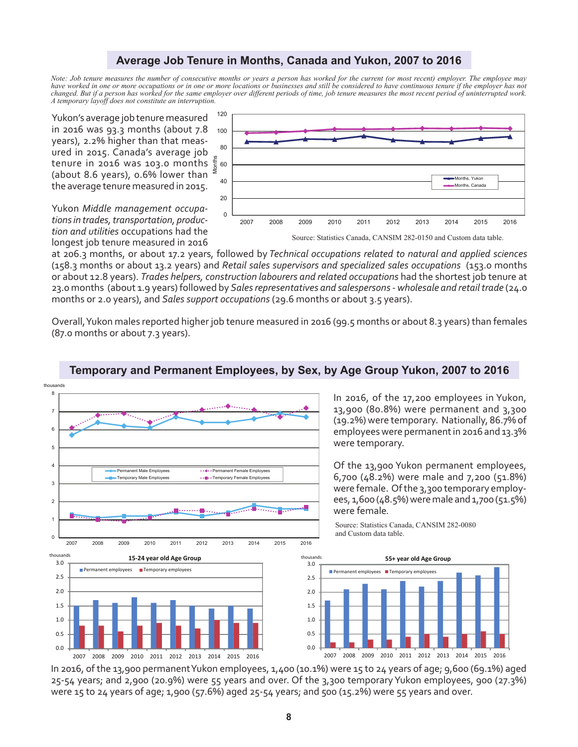## Average Job Tenure in Months, Canada and Yukon, 2007 to 2016

*Note: Job tenure measures the number of consecutive months or years a person has worked for the current (or most recent) employer. The employee may have worked in one or more occupations or in one or more locations or businesses and still be considered to have continuous tenure if the employer has not changed. But if a person has worked for the same employer over different periods of time, job tenure measures the most recent period of uninterrupted work. A temporary layoff does not constitute an interruption.*

Source: Statistics Canada, CANSIM 282-0150 and Custom data table.

Yukon's average job tenure measured in 2016 was 93.3 months (about 7.8 years), 2.2% higher than that measured in 2015. Canada's average job tenure in 2016 was 103.0 months (about 8.6 years), 0.6% lower than the average tenure measured in 2015.

Yukon *Middle management occupations in trades, transportation, production and utilities* occupations had the longest job tenure measured in 2016 at 206.3 months, or about 17.2 years, followed by *Technical occupations related to natural and applied sciences* (158.3 months or about 13.2 years) and *Retail sales supervisors and specialized sales occupations* (153.0 months or about 12.8 years). *Trades helpers, construction labourers and related occupations* had the shortest job tenure at 23.0 months (about 1.9 years) followed by *Sales representatives and salespersons - wholesale and retail trade* (24.0 months or 2.0 years), and *Sales support occupations* (29.6 months or about 3.5 years).

Overall, Yukon males reported higher job tenure measured in 2016 (99.5 months or about 8.3 years) than females (87.0 months or about 7.3 years).

## Temporary and Permanent Employees, by Sex, by Age Group Yukon, 2007 to 2016

In 2016, of the 17,200 employees in Yukon, 13,900 (80.8%) were permanent and 3,300 (19.2%) were temporary. Nationally, 86.7% of employees were permanent in 2016 and 13.3% were temporary.

Of the 13,900 Yukon permanent employees, 6,700 (48.2%) were male and 7,200 (51.8%) were female. Of the 3,300 temporary employees, 1,600 (48.5%) were male and 1,700 (51.5%) were female.

Source: Statistics Canada, CANSIM 282-0080 and Custom data table.

In 2016, of the 13,900 permanent Yukon employees, 1,400 (10.1%) were 15 to 24 years of age; 9,600 (69.1%) aged 25-54 years; and 2,900 (20.9%) were 55 years and over. Of the 3,300 temporary Yukon employees, 900 (27.3%) were 15 to 24 years of age; 1,900 (57.6%) aged 25-54 years; and 500 (15.2%) were 55 years and over.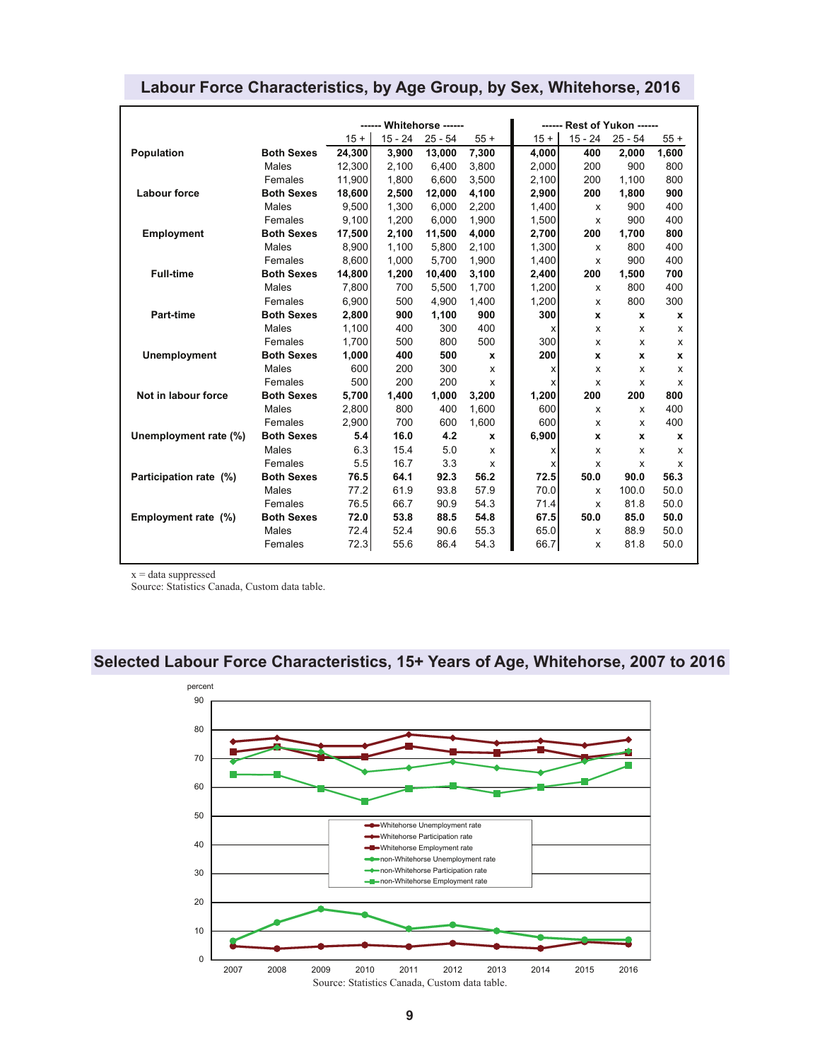## Labour Force Characteristics, by Age Group, by Sex, Whitehorse, 2016

| | | Whitehorse | | | | Rest of Yukon | | | |
|---|---|---|---|---|---|---|---|---|---|
| | | 15 + | 15 - 24 | 25 - 54 | 55 + | 15 + | 15 - 24 | 25 - 54 | 55 + |
| **Population** | **Both Sexes** | **24,300** | **3,900** | **13,000** | **7,300** | **4,000** | **400** | **2,000** | **1,600** |
| | Males | 12,300 | 2,100 | 6,400 | 3,800 | 2,000 | 200 | 900 | 800 |
| | Females | 11,900 | 1,800 | 6,600 | 3,500 | 2,100 | 200 | 1,100 | 800 |
| **Labour force** | **Both Sexes** | **18,600** | **2,500** | **12,000** | **4,100** | **2,900** | **200** | **1,800** | **900** |
| | Males | 9,500 | 1,300 | 6,000 | 2,200 | 1,400 | x | 900 | 400 |
| | Females | 9,100 | 1,200 | 6,000 | 1,900 | 1,500 | x | 900 | 400 |
| **Employment** | **Both Sexes** | **17,500** | **2,100** | **11,500** | **4,000** | **2,700** | **200** | **1,700** | **800** |
| | Males | 8,900 | 1,100 | 5,800 | 2,100 | 1,300 | x | 800 | 400 |
| | Females | 8,600 | 1,000 | 5,700 | 1,900 | 1,400 | x | 900 | 400 |
| **Full-time** | **Both Sexes** | **14,800** | **1,200** | **10,400** | **3,100** | **2,400** | **200** | **1,500** | **700** |
| | Males | 7,800 | 700 | 5,500 | 1,700 | 1,200 | x | 800 | 400 |
| | Females | 6,900 | 500 | 4,900 | 1,400 | 1,200 | x | 800 | 300 |
| **Part-time** | **Both Sexes** | **2,800** | **900** | **1,100** | **900** | **300** | **x** | **x** | **x** |
| | Males | 1,100 | 400 | 300 | 400 | x | x | x | x |
| | Females | 1,700 | 500 | 800 | 500 | 300 | x | x | x |
| **Unemployment** | **Both Sexes** | **1,000** | **400** | **500** | **x** | **200** | **x** | **x** | **x** |
| | Males | 600 | 200 | 300 | x | x | x | x | x |
| | Females | 500 | 200 | 200 | x | x | x | x | x |
| **Not in labour force** | **Both Sexes** | **5,700** | **1,400** | **1,000** | **3,200** | **1,200** | **200** | **200** | **800** |
| | Males | 2,800 | 800 | 400 | 1,600 | 600 | x | x | 400 |
| | Females | 2,900 | 700 | 600 | 1,600 | 600 | x | x | 400 |
| **Unemployment rate (%)** | **Both Sexes** | **5.4** | **16.0** | **4.2** | **x** | **6,900** | **x** | **x** | **x** |
| | Males | 6.3 | 15.4 | 5.0 | x | x | x | x | x |
| | Females | 5.5 | 16.7 | 3.3 | x | x | x | x | x |
| **Participation rate (%)** | **Both Sexes** | **76.5** | **64.1** | **92.3** | **56.2** | **72.5** | **50.0** | **90.0** | **56.3** |
| | Males | 77.2 | 61.9 | 93.8 | 57.9 | 70.0 | x | 100.0 | 50.0 |
| | Females | 76.5 | 66.7 | 90.9 | 54.3 | 71.4 | x | 81.8 | 50.0 |
| **Employment rate (%)** | **Both Sexes** | **72.0** | **53.8** | **88.5** | **54.8** | **67.5** | **50.0** | **85.0** | **50.0** |
| | Males | 72.4 | 52.4 | 90.6 | 55.3 | 65.0 | x | 88.9 | 50.0 |
| | Females | 72.3 | 55.6 | 86.4 | 54.3 | 66.7 | x | 81.8 | 50.0 |

x = data suppressed
Source: Statistics Canada, Custom data table.

## Selected Labour Force Characteristics, 15+ Years of Age, Whitehorse, 2007 to 2016

Source: Statistics Canada, Custom data table.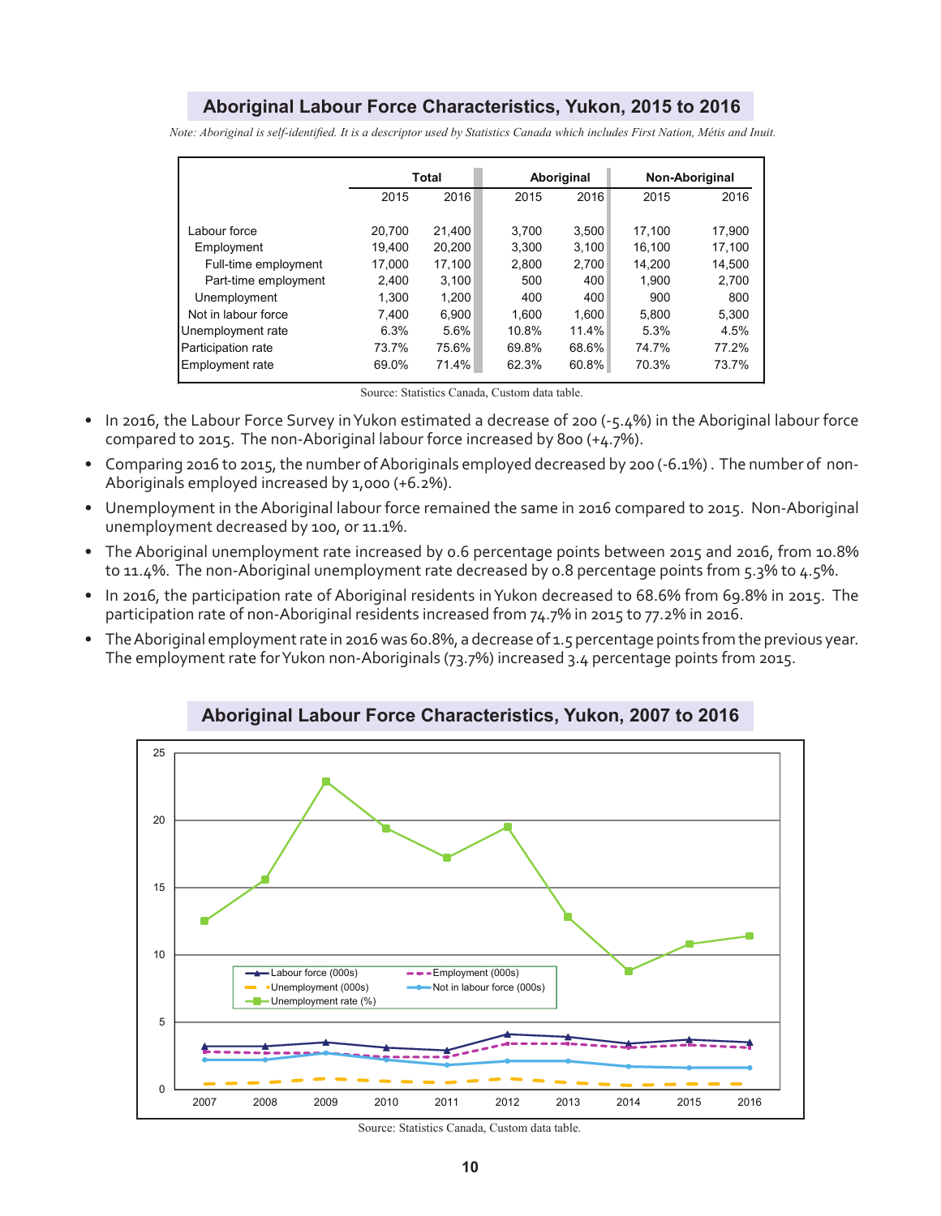## Aboriginal Labour Force Characteristics, Yukon, 2015 to 2016

*Note: Aboriginal is self-identified. It is a descriptor used by Statistics Canada which includes First Nation, Métis and Inuit.*

| | Total | | Aboriginal | | Non-Aboriginal | |
|---|---|---|---|---|---|---|
| | 2015 | 2016 | 2015 | 2016 | 2015 | 2016 |
| Labour force | 20,700 | 21,400 | 3,700 | 3,500 | 17,100 | 17,900 |
| Employment | 19,400 | 20,200 | 3,300 | 3,100 | 16,100 | 17,100 |
| Full-time employment | 17,000 | 17,100 | 2,800 | 2,700 | 14,200 | 14,500 |
| Part-time employment | 2,400 | 3,100 | 500 | 400 | 1,900 | 2,700 |
| Unemployment | 1,300 | 1,200 | 400 | 400 | 900 | 800 |
| Not in labour force | 7,400 | 6,900 | 1,600 | 1,600 | 5,800 | 5,300 |
| Unemployment rate | 6.3% | 5.6% | 10.8% | 11.4% | 5.3% | 4.5% |
| Participation rate | 73.7% | 75.6% | 69.8% | 68.6% | 74.7% | 77.2% |
| Employment rate | 69.0% | 71.4% | 62.3% | 60.8% | 70.3% | 73.7% |

Source: Statistics Canada, Custom data table.

- In 2016, the Labour Force Survey in Yukon estimated a decrease of 200 (-5.4%) in the Aboriginal labour force compared to 2015. The non-Aboriginal labour force increased by 800 (+4.7%).
- Comparing 2016 to 2015, the number of Aboriginals employed decreased by 200 (-6.1%) . The number of non-Aboriginals employed increased by 1,000 (+6.2%).
- Unemployment in the Aboriginal labour force remained the same in 2016 compared to 2015. Non-Aboriginal unemployment decreased by 100, or 11.1%.
- The Aboriginal unemployment rate increased by 0.6 percentage points between 2015 and 2016, from 10.8% to 11.4%. The non-Aboriginal unemployment rate decreased by 0.8 percentage points from 5.3% to 4.5%.
- In 2016, the participation rate of Aboriginal residents in Yukon decreased to 68.6% from 69.8% in 2015. The participation rate of non-Aboriginal residents increased from 74.7% in 2015 to 77.2% in 2016.
- The Aboriginal employment rate in 2016 was 60.8%, a decrease of 1.5 percentage points from the previous year. The employment rate for Yukon non-Aboriginals (73.7%) increased 3.4 percentage points from 2015.

## Aboriginal Labour Force Characteristics, Yukon, 2007 to 2016

Legend: Labour force (000s); Employment (000s); Unemployment (000s); Not in labour force (000s); Unemployment rate (%)

Source: Statistics Canada, Custom data table.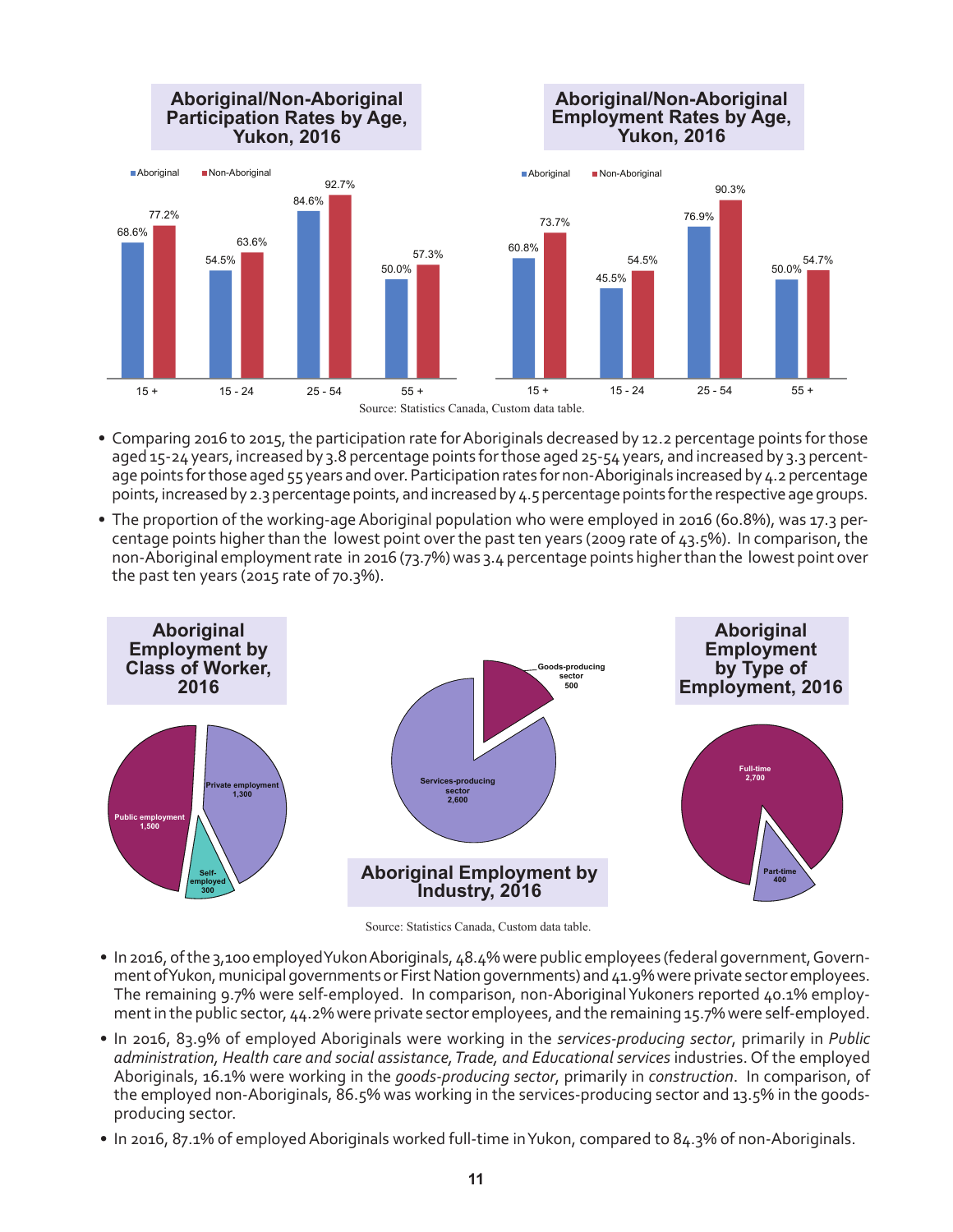**Aboriginal/Non-Aboriginal Participation Rates by Age, Yukon, 2016**

| Age | Aboriginal | Non-Aboriginal |
|---|---|---|
| 15 + | 68.6% | 77.2% |
| 15 - 24 | 54.5% | 63.6% |
| 25 - 54 | 84.6% | 92.7% |
| 55 + | 50.0% | 57.3% |

**Aboriginal/Non-Aboriginal Employment Rates by Age, Yukon, 2016**

| Age | Aboriginal | Non-Aboriginal |
|---|---|---|
| 15 + | 60.8% | 73.7% |
| 15 - 24 | 45.5% | 54.5% |
| 25 - 54 | 76.9% | 90.3% |
| 55 + | 50.0% | 54.7% |

Source: Statistics Canada, Custom data table.

- Comparing 2016 to 2015, the participation rate for Aboriginals decreased by 12.2 percentage points for those aged 15-24 years, increased by 3.8 percentage points for those aged 25-54 years, and increased by 3.3 percentage points for those aged 55 years and over. Participation rates for non-Aboriginals increased by 4.2 percentage points, increased by 2.3 percentage points, and increased by 4.5 percentage points for the respective age groups.
- The proportion of the working-age Aboriginal population who were employed in 2016 (60.8%), was 17.3 percentage points higher than the lowest point over the past ten years (2009 rate of 43.5%). In comparison, the non-Aboriginal employment rate in 2016 (73.7%) was 3.4 percentage points higher than the lowest point over the past ten years (2015 rate of 70.3%).

**Aboriginal Employment by Class of Worker, 2016**

| Class of Worker | Employed |
|---|---|
| Public employment | 1,500 |
| Private employment | 1,300 |
| Self-employed | 300 |

**Aboriginal Employment by Industry, 2016**

| Industry | Employed |
|---|---|
| Goods-producing sector | 500 |
| Services-producing sector | 2,600 |

**Aboriginal Employment by Type of Employment, 2016**

| Type of Employment | Employed |
|---|---|
| Full-time | 2,700 |
| Part-time | 400 |

Source: Statistics Canada, Custom data table.

- In 2016, of the 3,100 employed Yukon Aboriginals, 48.4% were public employees (federal government, Government of Yukon, municipal governments or First Nation governments) and 41.9% were private sector employees. The remaining 9.7% were self-employed. In comparison, non-Aboriginal Yukoners reported 40.1% employment in the public sector, 44.2% were private sector employees, and the remaining 15.7% were self-employed.
- In 2016, 83.9% of employed Aboriginals were working in the *services-producing sector*, primarily in *Public administration, Health care and social assistance, Trade, and Educational services* industries. Of the employed Aboriginals, 16.1% were working in the *goods-producing sector*, primarily in *construction*. In comparison, of the employed non-Aboriginals, 86.5% was working in the services-producing sector and 13.5% in the goods-producing sector.
- In 2016, 87.1% of employed Aboriginals worked full-time in Yukon, compared to 84.3% of non-Aboriginals.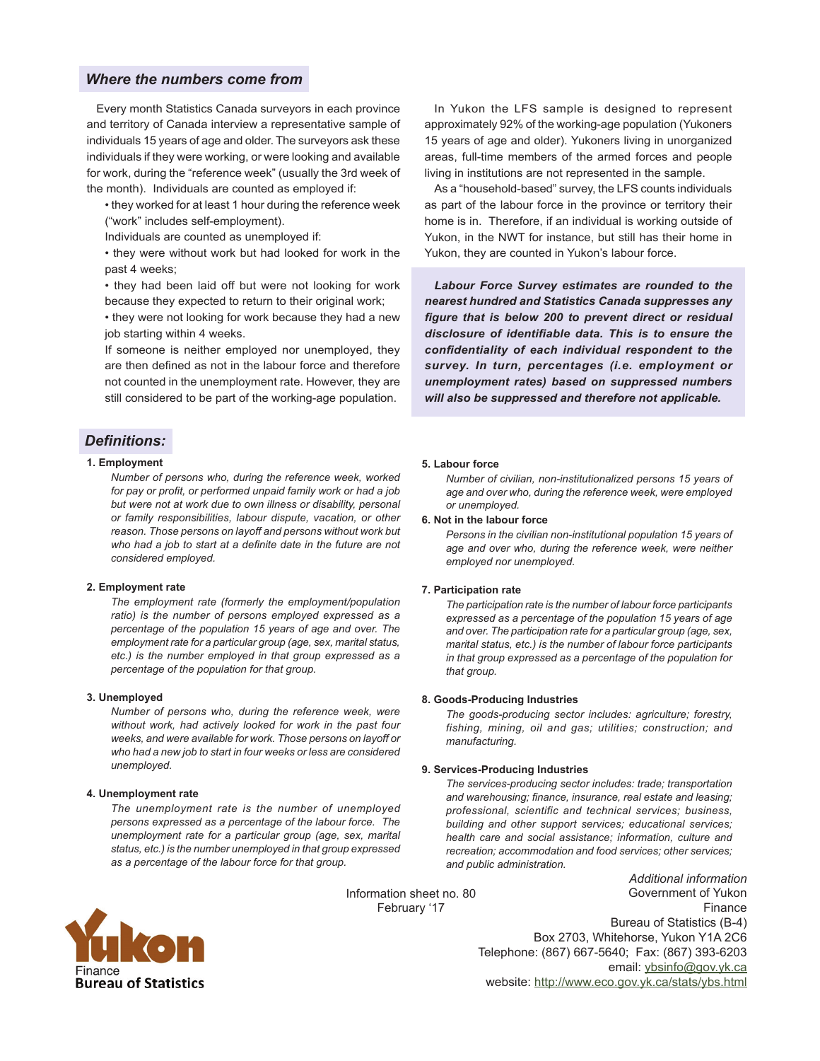## *Where the numbers come from*

Every month Statistics Canada surveyors in each province and territory of Canada interview a representative sample of individuals 15 years of age and older. The surveyors ask these individuals if they were working, or were looking and available for work, during the "reference week" (usually the 3rd week of the month). Individuals are counted as employed if:

- they worked for at least 1 hour during the reference week ("work" includes self-employment).

Individuals are counted as unemployed if:

- they were without work but had looked for work in the past 4 weeks;
- they had been laid off but were not looking for work because they expected to return to their original work;
- they were not looking for work because they had a new job starting within 4 weeks.

If someone is neither employed nor unemployed, they are then defined as not in the labour force and therefore not counted in the unemployment rate. However, they are still considered to be part of the working-age population.

In Yukon the LFS sample is designed to represent approximately 92% of the working-age population (Yukoners 15 years of age and older). Yukoners living in unorganized areas, full-time members of the armed forces and people living in institutions are not represented in the sample.

As a "household-based" survey, the LFS counts individuals as part of the labour force in the province or territory their home is in. Therefore, if an individual is working outside of Yukon, in the NWT for instance, but still has their home in Yukon, they are counted in Yukon's labour force.

***Labour Force Survey estimates are rounded to the nearest hundred and Statistics Canada suppresses any figure that is below 200 to prevent direct or residual disclosure of identifiable data. This is to ensure the confidentiality of each individual respondent to the survey. In turn, percentages (i.e. employment or unemployment rates) based on suppressed numbers will also be suppressed and therefore not applicable.***

## *Definitions:*

**1. Employment**

*Number of persons who, during the reference week, worked for pay or profit, or performed unpaid family work or had a job but were not at work due to own illness or disability, personal or family responsibilities, labour dispute, vacation, or other reason. Those persons on layoff and persons without work but who had a job to start at a definite date in the future are not considered employed.*

**2. Employment rate**

*The employment rate (formerly the employment/population ratio) is the number of persons employed expressed as a percentage of the population 15 years of age and over. The employment rate for a particular group (age, sex, marital status, etc.) is the number employed in that group expressed as a percentage of the population for that group.*

**3. Unemployed**

*Number of persons who, during the reference week, were without work, had actively looked for work in the past four weeks, and were available for work. Those persons on layoff or who had a new job to start in four weeks or less are considered unemployed.*

**4. Unemployment rate**

*The unemployment rate is the number of unemployed persons expressed as a percentage of the labour force. The unemployment rate for a particular group (age, sex, marital status, etc.) is the number unemployed in that group expressed as a percentage of the labour force for that group.*

**5. Labour force**

*Number of civilian, non-institutionalized persons 15 years of age and over who, during the reference week, were employed or unemployed.*

**6. Not in the labour force**

*Persons in the civilian non-institutional population 15 years of age and over who, during the reference week, were neither employed nor unemployed.*

**7. Participation rate**

*The participation rate is the number of labour force participants expressed as a percentage of the population 15 years of age and over. The participation rate for a particular group (age, sex, marital status, etc.) is the number of labour force participants in that group expressed as a percentage of the population for that group.*

**8. Goods-Producing Industries**

*The goods-producing sector includes: agriculture; forestry, fishing, mining, oil and gas; utilities; construction; and manufacturing.*

**9. Services-Producing Industries**

*The services-producing sector includes: trade; transportation and warehousing; finance, insurance, real estate and leasing; professional, scientific and technical services; business, building and other support services; educational services; health care and social assistance; information, culture and recreation; accommodation and food services; other services; and public administration.*

Information sheet no. 80
February '17

*Additional information*
Government of Yukon
Finance
Bureau of Statistics (B-4)
Box 2703, Whitehorse, Yukon Y1A 2C6
Telephone: (867) 667-5640; Fax: (867) 393-6203
email: ybsinfo@gov.yk.ca
website: http://www.eco.gov.yk.ca/stats/ybs.html

Yukon
Finance
Bureau of Statistics